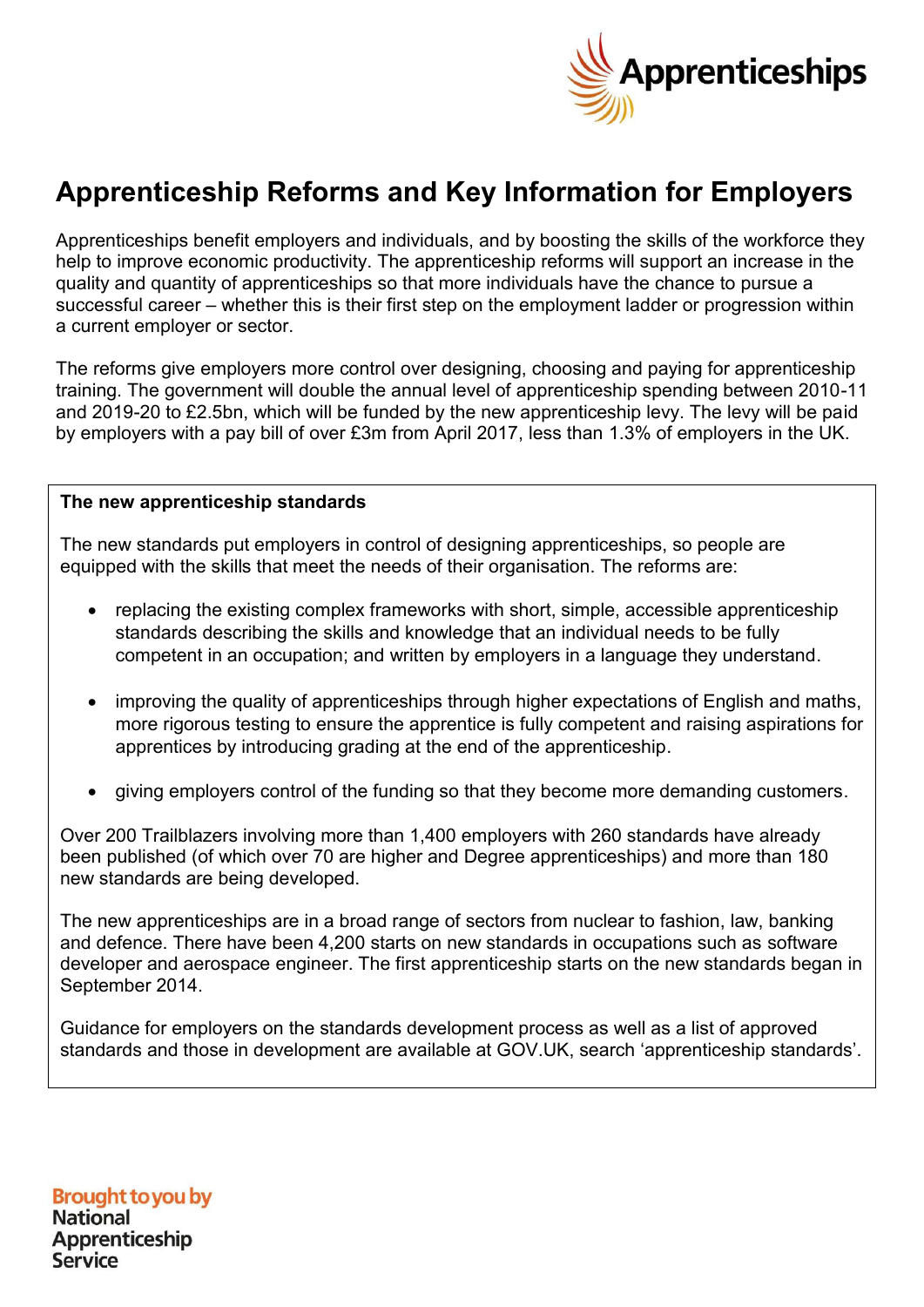# Apprenticeship Reforms and Key Information for Employers

Apprenticeships benefit employers and individuals, and by boosting the skills of the workforce they help to improve economic productivity. The apprenticeship reforms will support an increase in the quality and quantity of apprenticeships so that more individuals have the chance to pursue a successful career – whether this is their first step on the employment ladder or progression within a current employer or sector.

The reforms give employers more control over designing, choosing and paying for apprenticeship training. The government will double the annual level of apprenticeship spending between 2010-11 and 2019-20 to £2.5bn, which will be funded by the new apprenticeship levy. The levy will be paid by employers with a pay bill of over £3m from April 2017, less than 1.3% of employers in the UK.

## The new apprenticeship standards

The new standards put employers in control of designing apprenticeships, so people are equipped with the skills that meet the needs of their organisation. The reforms are:

- replacing the existing complex frameworks with short, simple, accessible apprenticeship standards describing the skills and knowledge that an individual needs to be fully competent in an occupation; and written by employers in a language they understand.
- improving the quality of apprenticeships through higher expectations of English and maths, more rigorous testing to ensure the apprentice is fully competent and raising aspirations for apprentices by introducing grading at the end of the apprenticeship.
- giving employers control of the funding so that they become more demanding customers.

Over 200 Trailblazers involving more than 1,400 employers with 260 standards have already been published (of which over 70 are higher and Degree apprenticeships) and more than 180 new standards are being developed.

The new apprenticeships are in a broad range of sectors from nuclear to fashion, law, banking and defence. There have been 4,200 starts on new standards in occupations such as software developer and aerospace engineer. The first apprenticeship starts on the new standards began in September 2014.

Guidance for employers on the standards development process as well as a list of approved standards and those in development are available at GOV.UK, search 'apprenticeship standards'.

Brought to you by National Apprenticeship Service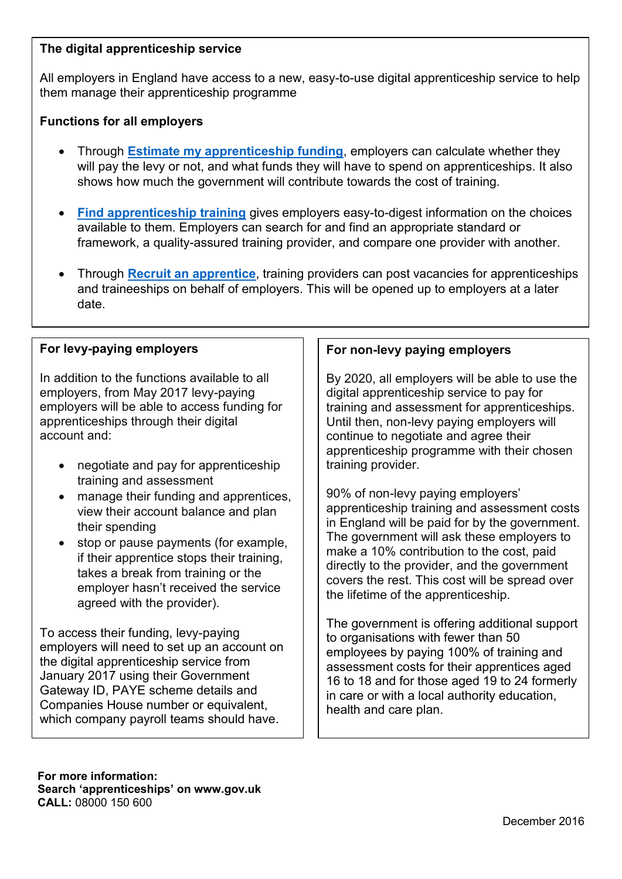## The digital apprenticeship service

All employers in England have access to a new, easy-to-use digital apprenticeship service to help them manage their apprenticeship programme

### Functions for all employers

- Through **Estimate my apprenticeship funding**, employers can calculate whether they will pay the levy or not, and what funds they will have to spend on apprenticeships. It also shows how much the government will contribute towards the cost of training.
- **Find apprenticeship training** gives employers easy-to-digest information on the choices available to them. Employers can search for and find an appropriate standard or framework, a quality-assured training provider, and compare one provider with another.
- Through **Recruit an apprentice**, training providers can post vacancies for apprenticeships and traineeships on behalf of employers. This will be opened up to employers at a later date.

### For levy-paying employers

In addition to the functions available to all employers, from May 2017 levy-paying employers will be able to access funding for apprenticeships through their digital account and:

- negotiate and pay for apprenticeship training and assessment
- manage their funding and apprentices, view their account balance and plan their spending
- stop or pause payments (for example, if their apprentice stops their training, takes a break from training or the employer hasn't received the service agreed with the provider).

To access their funding, levy-paying employers will need to set up an account on the digital apprenticeship service from January 2017 using their Government Gateway ID, PAYE scheme details and Companies House number or equivalent, which company payroll teams should have.

### For non-levy paying employers

By 2020, all employers will be able to use the digital apprenticeship service to pay for training and assessment for apprenticeships. Until then, non-levy paying employers will continue to negotiate and agree their apprenticeship programme with their chosen training provider.

90% of non-levy paying employers' apprenticeship training and assessment costs in England will be paid for by the government. The government will ask these employers to make a 10% contribution to the cost, paid directly to the provider, and the government covers the rest. This cost will be spread over the lifetime of the apprenticeship.

The government is offering additional support to organisations with fewer than 50 employees by paying 100% of training and assessment costs for their apprentices aged 16 to 18 and for those aged 19 to 24 formerly in care or with a local authority education, health and care plan.

**For more information:**
**Search 'apprenticeships' on www.gov.uk**
**CALL:** 08000 150 600

December 2016